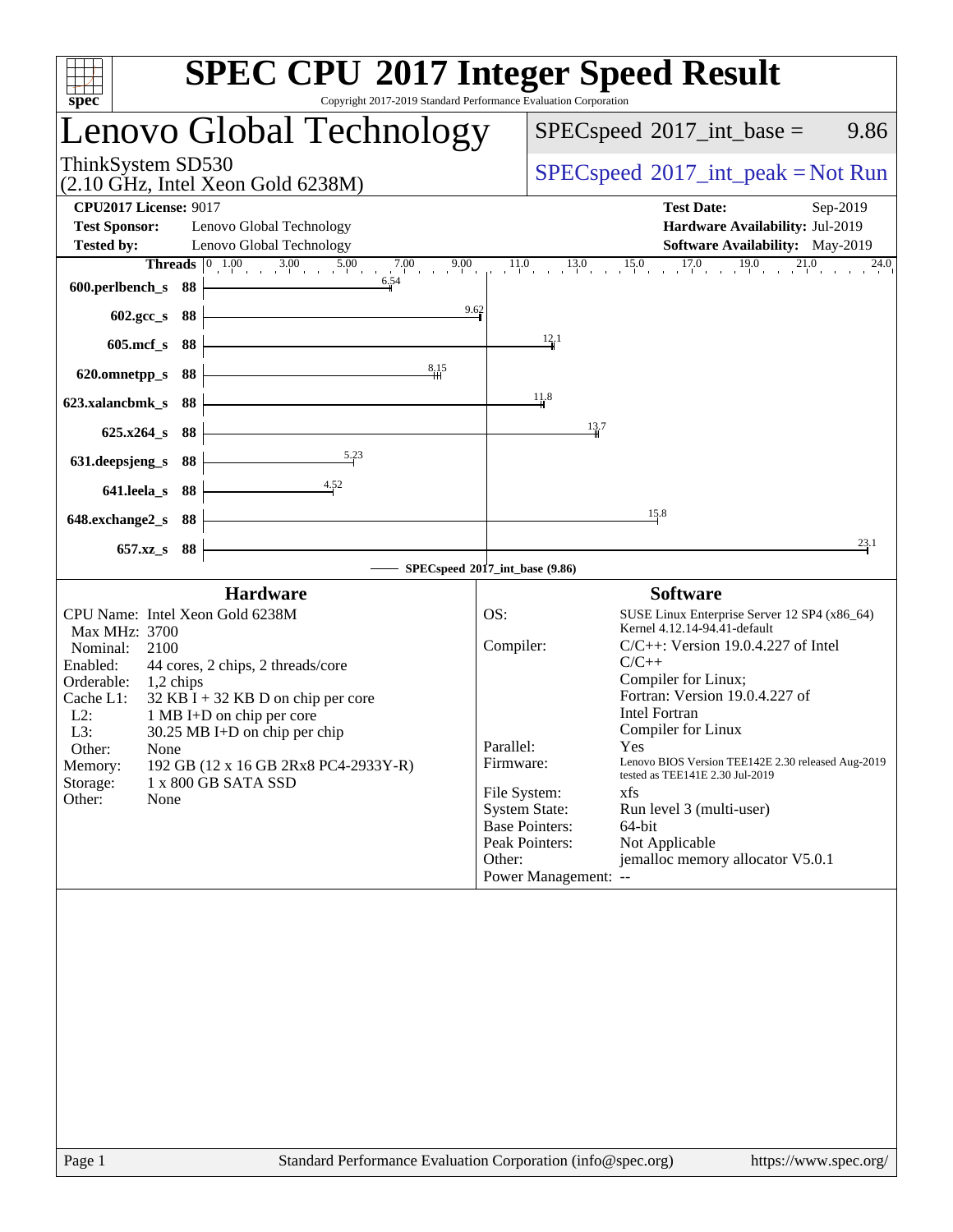# SPEC CPU 2017 Integer Speed Result

Copyright 2017-2019 Standard Performance Evaluation Corporation

## Lenovo Global Technology

ThinkSystem SD530
(2.10 GHz, Intel Xeon Gold 6238M)

SPECspeed 2017_int_base = 9.86

SPECspeed 2017_int_peak = Not Run

**CPU2017 License:** 9017
**Test Sponsor:** Lenovo Global Technology
**Tested by:** Lenovo Global Technology

**Test Date:** Sep-2019
**Hardware Availability:** Jul-2019
**Software Availability:** May-2019

| Benchmark | Threads | Base |
|---|---|---|
| 600.perlbench_s | 88 | 6.54 |
| 602.gcc_s | 88 | 9.62 |
| 605.mcf_s | 88 | 12.1 |
| 620.omnetpp_s | 88 | 8.15 |
| 623.xalancbmk_s | 88 | 11.8 |
| 625.x264_s | 88 | 13.7 |
| 631.deepsjeng_s | 88 | 5.23 |
| 641.leela_s | 88 | 4.52 |
| 648.exchange2_s | 88 | 15.8 |
| 657.xz_s | 88 | 23.1 |

SPECspeed 2017_int_base (9.86)

### Hardware

- CPU Name: Intel Xeon Gold 6238M
- Max MHz: 3700
- Nominal: 2100
- Enabled: 44 cores, 2 chips, 2 threads/core
- Orderable: 1,2 chips
- Cache L1: 32 KB I + 32 KB D on chip per core
- L2: 1 MB I+D on chip per core
- L3: 30.25 MB I+D on chip per chip
- Other: None
- Memory: 192 GB (12 x 16 GB 2Rx8 PC4-2933Y-R)
- Storage: 1 x 800 GB SATA SSD
- Other: None

### Software

- OS: SUSE Linux Enterprise Server 12 SP4 (x86_64) Kernel 4.12.14-94.41-default
- Compiler: C/C++: Version 19.0.4.227 of Intel C/C++ Compiler for Linux; Fortran: Version 19.0.4.227 of Intel Fortran Compiler for Linux
- Parallel: Yes
- Firmware: Lenovo BIOS Version TEE142E 2.30 released Aug-2019 tested as TEE141E 2.30 Jul-2019
- File System: xfs
- System State: Run level 3 (multi-user)
- Base Pointers: 64-bit
- Peak Pointers: Not Applicable
- Other: jemalloc memory allocator V5.0.1
- Power Management: --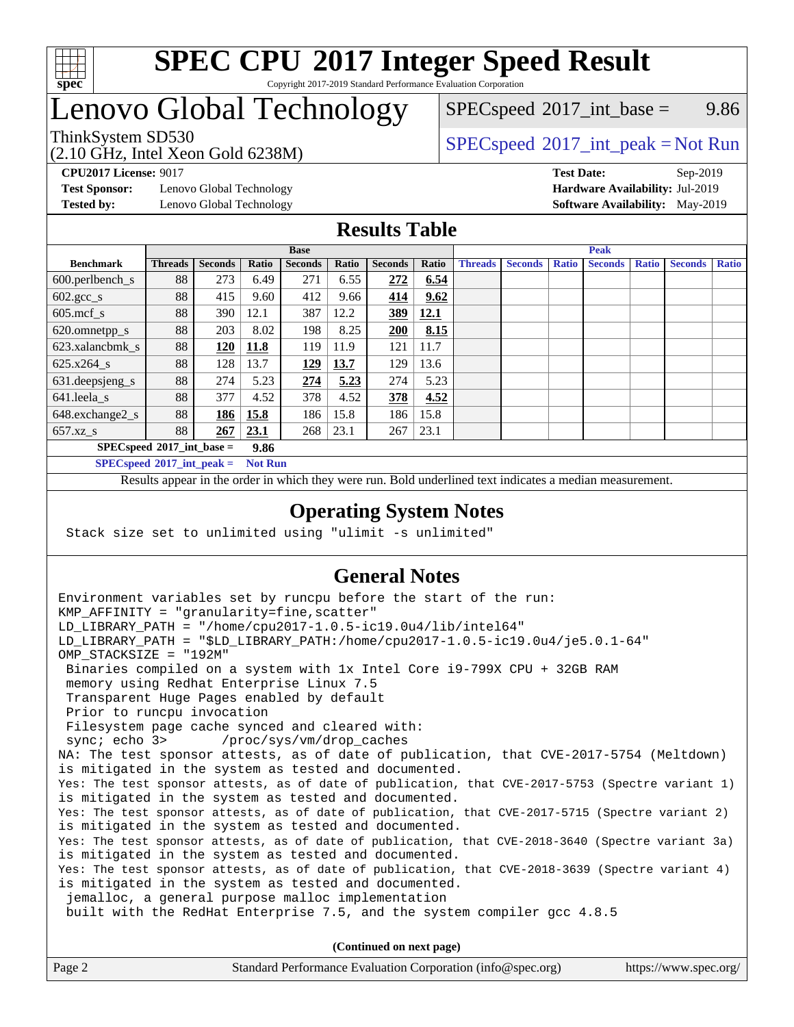# SPEC CPU 2017 Integer Speed Result

Copyright 2017-2019 Standard Performance Evaluation Corporation

# Lenovo Global Technology

ThinkSystem SD530
(2.10 GHz, Intel Xeon Gold 6238M)

SPECspeed 2017_int_base = 9.86

SPECspeed 2017_int_peak = Not Run

**CPU2017 License:** 9017
**Test Sponsor:** Lenovo Global Technology
**Tested by:** Lenovo Global Technology

**Test Date:** Sep-2019
**Hardware Availability:** Jul-2019
**Software Availability:** May-2019

## Results Table

| | Base | | | | | | | Peak | | | | | | |
|---|---|---|---|---|---|---|---|---|---|---|---|---|---|---|
| **Benchmark** | **Threads** | **Seconds** | **Ratio** | **Seconds** | **Ratio** | **Seconds** | **Ratio** | **Threads** | **Seconds** | **Ratio** | **Seconds** | **Ratio** | **Seconds** | **Ratio** |
| 600.perlbench_s | 88 | 273 | 6.49 | 271 | 6.55 | **272** | **6.54** | | | | | | | |
| 602.gcc_s | 88 | 415 | 9.60 | 412 | 9.66 | **414** | **9.62** | | | | | | | |
| 605.mcf_s | 88 | 390 | 12.1 | 387 | 12.2 | **389** | **12.1** | | | | | | | |
| 620.omnetpp_s | 88 | 203 | 8.02 | 198 | 8.25 | **200** | **8.15** | | | | | | | |
| 623.xalancbmk_s | 88 | **120** | **11.8** | 119 | 11.9 | 121 | 11.7 | | | | | | | |
| 625.x264_s | 88 | 128 | 13.7 | **129** | **13.7** | 129 | 13.6 | | | | | | | |
| 631.deepsjeng_s | 88 | 274 | 5.23 | **274** | **5.23** | 274 | 5.23 | | | | | | | |
| 641.leela_s | 88 | 377 | 4.52 | 378 | 4.52 | **378** | **4.52** | | | | | | | |
| 648.exchange2_s | 88 | **186** | **15.8** | 186 | 15.8 | 186 | 15.8 | | | | | | | |
| 657.xz_s | 88 | **267** | **23.1** | 268 | 23.1 | 267 | 23.1 | | | | | | | |

**SPECspeed 2017_int_base = 9.86**

**SPECspeed 2017_int_peak = Not Run**

Results appear in the order in which they were run. Bold underlined text indicates a median measurement.

## Operating System Notes

```
Stack size set to unlimited using "ulimit -s unlimited"
```

## General Notes

```
Environment variables set by runcpu before the start of the run:
KMP_AFFINITY = "granularity=fine,scatter"
LD_LIBRARY_PATH = "/home/cpu2017-1.0.5-ic19.0u4/lib/intel64"
LD_LIBRARY_PATH = "$LD_LIBRARY_PATH:/home/cpu2017-1.0.5-ic19.0u4/je5.0.1-64"
OMP_STACKSIZE = "192M"
 Binaries compiled on a system with 1x Intel Core i9-799X CPU + 32GB RAM
 memory using Redhat Enterprise Linux 7.5
 Transparent Huge Pages enabled by default
 Prior to runcpu invocation
 Filesystem page cache synced and cleared with:
 sync; echo 3>       /proc/sys/vm/drop_caches
NA: The test sponsor attests, as of date of publication, that CVE-2017-5754 (Meltdown)
is mitigated in the system as tested and documented.
Yes: The test sponsor attests, as of date of publication, that CVE-2017-5753 (Spectre variant 1)
is mitigated in the system as tested and documented.
Yes: The test sponsor attests, as of date of publication, that CVE-2017-5715 (Spectre variant 2)
is mitigated in the system as tested and documented.
Yes: The test sponsor attests, as of date of publication, that CVE-2018-3640 (Spectre variant 3a)
is mitigated in the system as tested and documented.
Yes: The test sponsor attests, as of date of publication, that CVE-2018-3639 (Spectre variant 4)
is mitigated in the system as tested and documented.
 jemalloc, a general purpose malloc implementation
 built with the RedHat Enterprise 7.5, and the system compiler gcc 4.8.5
```

**(Continued on next page)**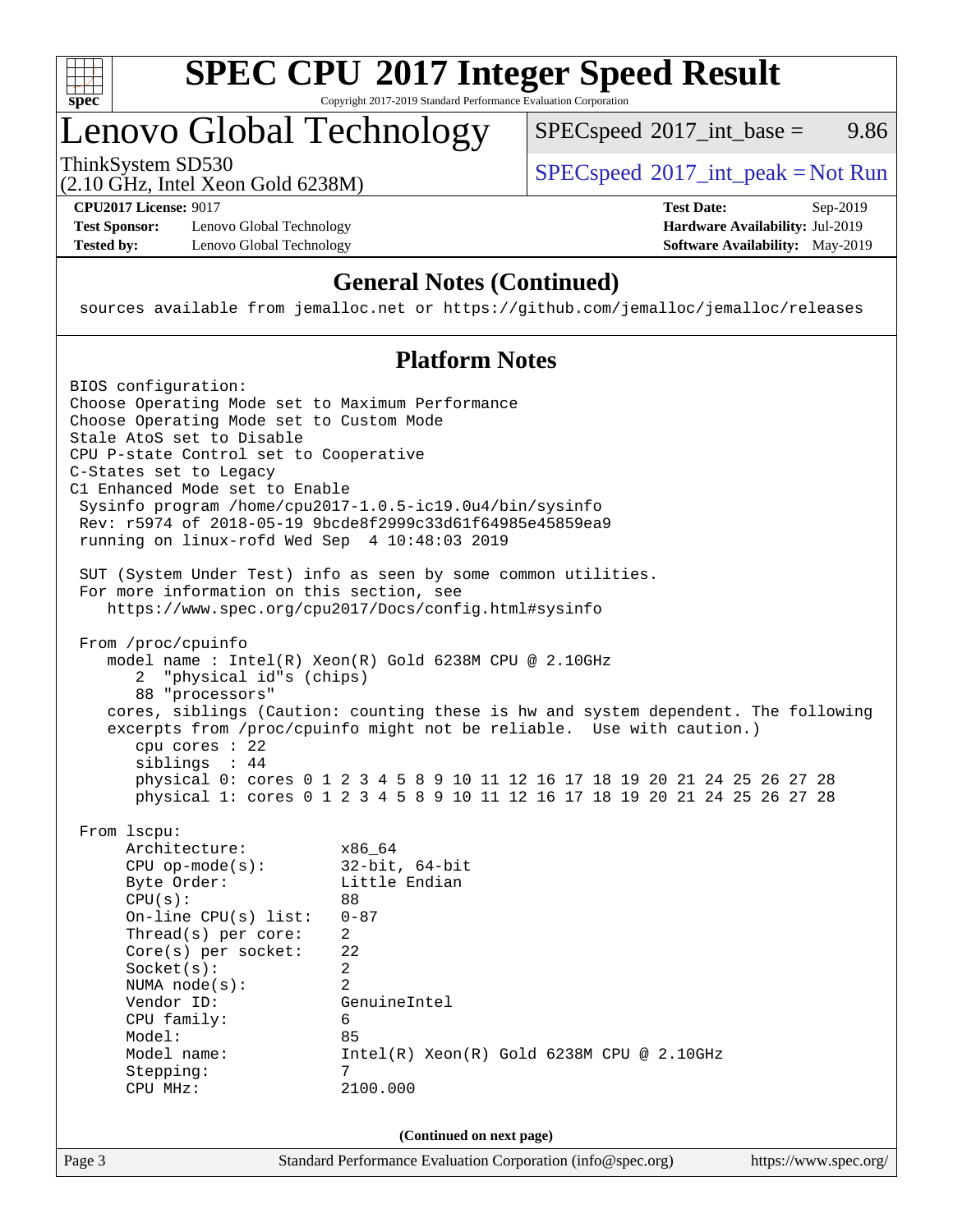# SPEC CPU 2017 Integer Speed Result

Copyright 2017-2019 Standard Performance Evaluation Corporation

## Lenovo Global Technology

ThinkSystem SD530
(2.10 GHz, Intel Xeon Gold 6238M)

SPECspeed 2017_int_base = 9.86

SPECspeed 2017_int_peak = Not Run

**CPU2017 License:** 9017
**Test Sponsor:** Lenovo Global Technology
**Tested by:** Lenovo Global Technology

**Test Date:** Sep-2019
**Hardware Availability:** Jul-2019
**Software Availability:** May-2019

### General Notes (Continued)

```
sources available from jemalloc.net or https://github.com/jemalloc/jemalloc/releases
```

### Platform Notes

```
BIOS configuration:
Choose Operating Mode set to Maximum Performance
Choose Operating Mode set to Custom Mode
Stale AtoS set to Disable
CPU P-state Control set to Cooperative
C-States set to Legacy
C1 Enhanced Mode set to Enable
 Sysinfo program /home/cpu2017-1.0.5-ic19.0u4/bin/sysinfo
 Rev: r5974 of 2018-05-19 9bcde8f2999c33d61f64985e45859ea9
 running on linux-rofd Wed Sep  4 10:48:03 2019

 SUT (System Under Test) info as seen by some common utilities.
 For more information on this section, see
    https://www.spec.org/cpu2017/Docs/config.html#sysinfo

 From /proc/cpuinfo
    model name : Intel(R) Xeon(R) Gold 6238M CPU @ 2.10GHz
       2  "physical id"s (chips)
       88 "processors"
    cores, siblings (Caution: counting these is hw and system dependent. The following
    excerpts from /proc/cpuinfo might not be reliable.  Use with caution.)
       cpu cores : 22
       siblings  : 44
       physical 0: cores 0 1 2 3 4 5 8 9 10 11 12 16 17 18 19 20 21 24 25 26 27 28
       physical 1: cores 0 1 2 3 4 5 8 9 10 11 12 16 17 18 19 20 21 24 25 26 27 28

 From lscpu:
      Architecture:          x86_64
      CPU op-mode(s):        32-bit, 64-bit
      Byte Order:            Little Endian
      CPU(s):                88
      On-line CPU(s) list:   0-87
      Thread(s) per core:    2
      Core(s) per socket:    22
      Socket(s):             2
      NUMA node(s):          2
      Vendor ID:             GenuineIntel
      CPU family:            6
      Model:                 85
      Model name:            Intel(R) Xeon(R) Gold 6238M CPU @ 2.10GHz
      Stepping:              7
      CPU MHz:               2100.000
```

(Continued on next page)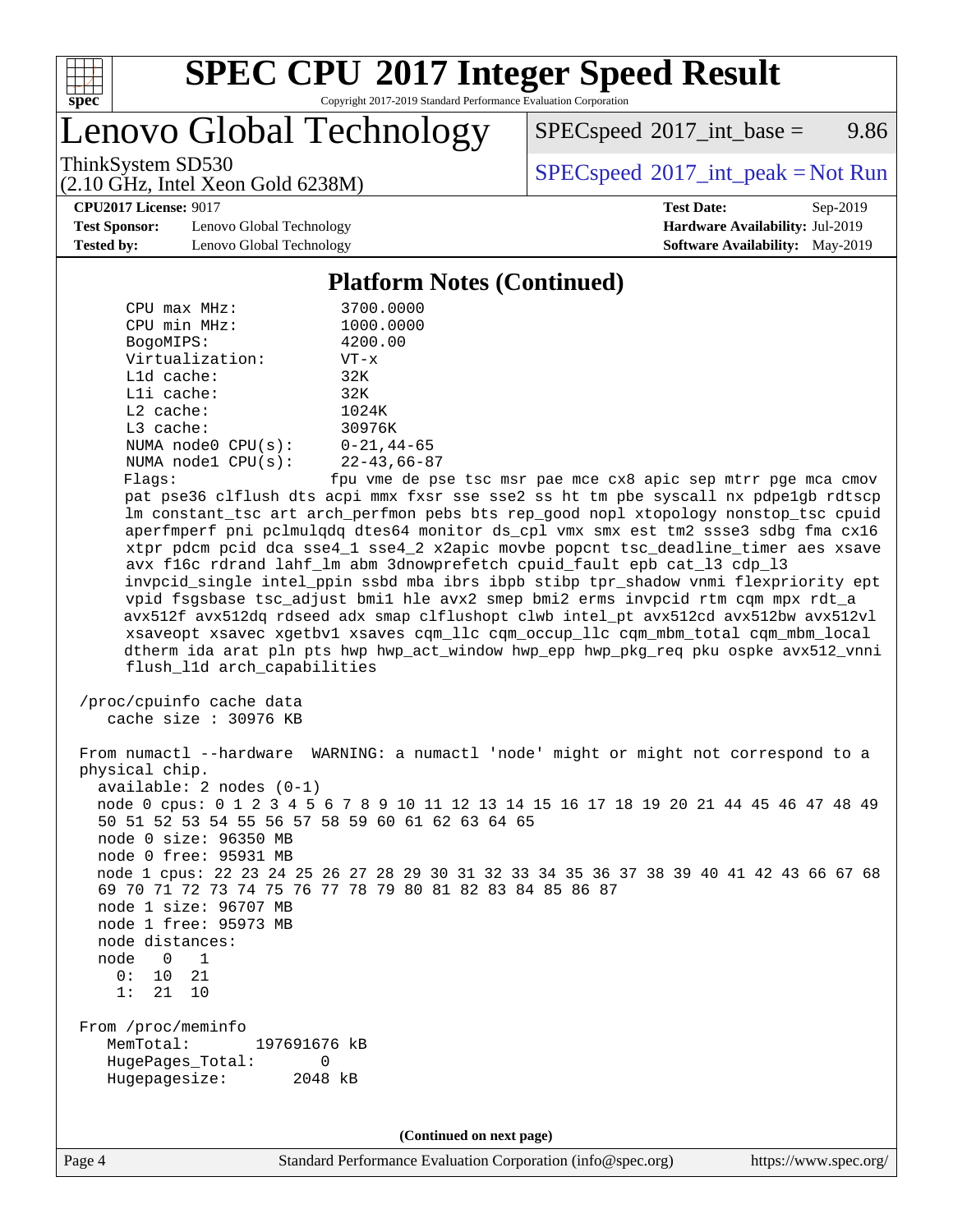# SPEC CPU 2017 Integer Speed Result

Copyright 2017-2019 Standard Performance Evaluation Corporation

# Lenovo Global Technology

ThinkSystem SD530
(2.10 GHz, Intel Xeon Gold 6238M)

SPECspeed 2017_int_base = 9.86

SPECspeed 2017_int_peak = Not Run

**CPU2017 License:** 9017
**Test Sponsor:** Lenovo Global Technology
**Tested by:** Lenovo Global Technology

**Test Date:** Sep-2019
**Hardware Availability:** Jul-2019
**Software Availability:** May-2019

## Platform Notes (Continued)

```
    CPU max MHz:          3700.0000
    CPU min MHz:          1000.0000
    BogoMIPS:             4200.00
    Virtualization:       VT-x
    L1d cache:            32K
    L1i cache:            32K
    L2 cache:             1024K
    L3 cache:             30976K
    NUMA node0 CPU(s):    0-21,44-65
    NUMA node1 CPU(s):    22-43,66-87
    Flags:               fpu vme de pse tsc msr pae mce cx8 apic sep mtrr pge mca cmov
    pat pse36 clflush dts acpi mmx fxsr sse sse2 ss ht tm pbe syscall nx pdpe1gb rdtscp
    lm constant_tsc art arch_perfmon pebs bts rep_good nopl xtopology nonstop_tsc cpuid
    aperfmperf pni pclmulqdq dtes64 monitor ds_cpl vmx smx est tm2 ssse3 sdbg fma cx16
    xtpr pdcm pcid dca sse4_1 sse4_2 x2apic movbe popcnt tsc_deadline_timer aes xsave
    avx f16c rdrand lahf_lm abm 3dnowprefetch cpuid_fault epb cat_l3 cdp_l3
    invpcid_single intel_ppin ssbd mba ibrs ibpb stibp tpr_shadow vnmi flexpriority ept
    vpid fsgsbase tsc_adjust bmi1 hle avx2 smep bmi2 erms invpcid rtm cqm mpx rdt_a
    avx512f avx512dq rdseed adx smap clflushopt clwb intel_pt avx512cd avx512bw avx512vl
    xsaveopt xsavec xgetbv1 xsaves cqm_llc cqm_occup_llc cqm_mbm_total cqm_mbm_local
    dtherm ida arat pln pts hwp hwp_act_window hwp_epp hwp_pkg_req pku ospke avx512_vnni
    flush_l1d arch_capabilities

 /proc/cpuinfo cache data
    cache size : 30976 KB

 From numactl --hardware  WARNING: a numactl 'node' might or might not correspond to a
 physical chip.
   available: 2 nodes (0-1)
   node 0 cpus: 0 1 2 3 4 5 6 7 8 9 10 11 12 13 14 15 16 17 18 19 20 21 44 45 46 47 48 49
   50 51 52 53 54 55 56 57 58 59 60 61 62 63 64 65
   node 0 size: 96350 MB
   node 0 free: 95931 MB
   node 1 cpus: 22 23 24 25 26 27 28 29 30 31 32 33 34 35 36 37 38 39 40 41 42 43 66 67 68
   69 70 71 72 73 74 75 76 77 78 79 80 81 82 83 84 85 86 87
   node 1 size: 96707 MB
   node 1 free: 95973 MB
   node distances:
   node   0   1
     0:  10  21
     1:  21  10

 From /proc/meminfo
    MemTotal:       197691676 kB
    HugePages_Total:       0
    Hugepagesize:       2048 kB
```

**(Continued on next page)**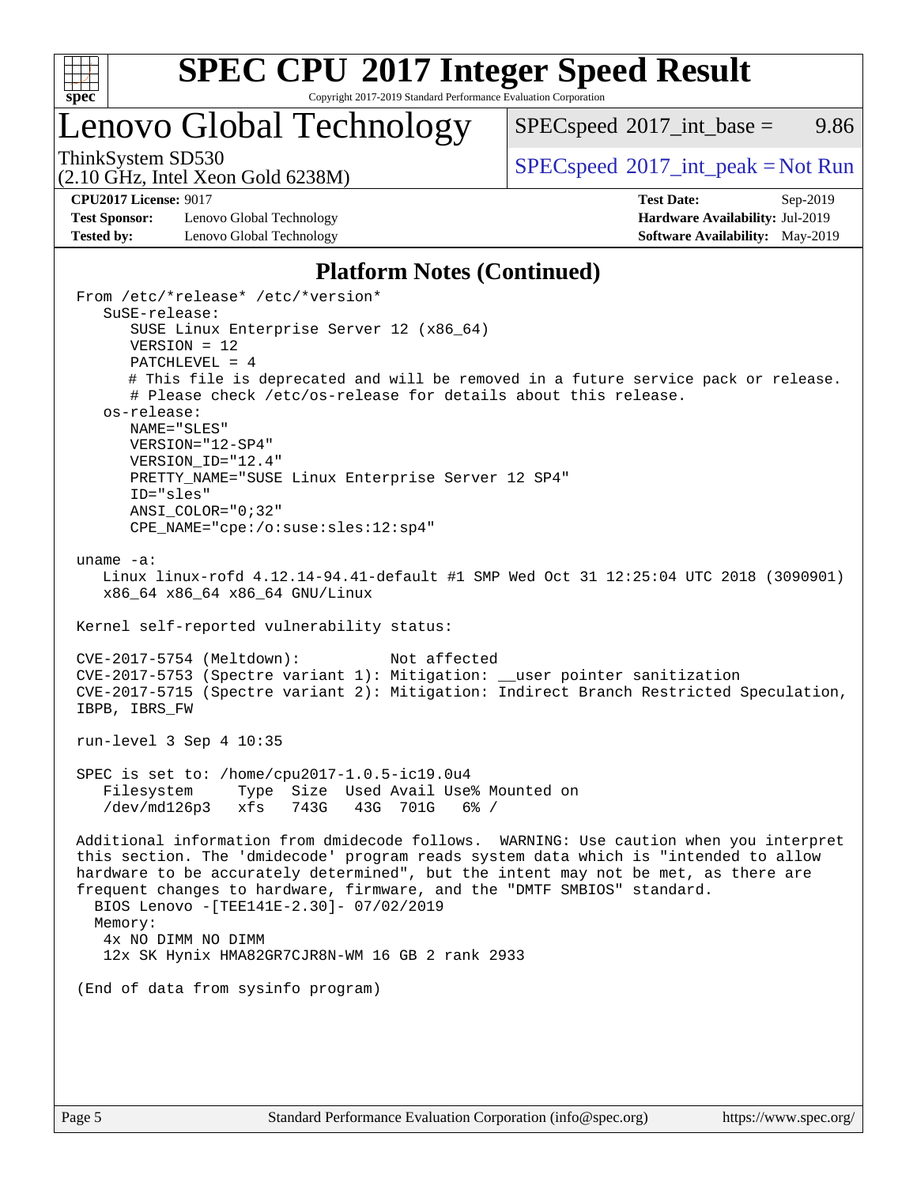# SPEC CPU 2017 Integer Speed Result

Copyright 2017-2019 Standard Performance Evaluation Corporation

## Lenovo Global Technology

ThinkSystem SD530
(2.10 GHz, Intel Xeon Gold 6238M)

SPECspeed 2017_int_base = 9.86

SPECspeed 2017_int_peak = Not Run

**CPU2017 License:** 9017
**Test Sponsor:** Lenovo Global Technology
**Tested by:** Lenovo Global Technology

**Test Date:** Sep-2019
**Hardware Availability:** Jul-2019
**Software Availability:** May-2019

### Platform Notes (Continued)

```
From /etc/*release* /etc/*version*
   SuSE-release:
      SUSE Linux Enterprise Server 12 (x86_64)
      VERSION = 12
      PATCHLEVEL = 4
      # This file is deprecated and will be removed in a future service pack or release.
      # Please check /etc/os-release for details about this release.
   os-release:
      NAME="SLES"
      VERSION="12-SP4"
      VERSION_ID="12.4"
      PRETTY_NAME="SUSE Linux Enterprise Server 12 SP4"
      ID="sles"
      ANSI_COLOR="0;32"
      CPE_NAME="cpe:/o:suse:sles:12:sp4"

uname -a:
   Linux linux-rofd 4.12.14-94.41-default #1 SMP Wed Oct 31 12:25:04 UTC 2018 (3090901)
   x86_64 x86_64 x86_64 GNU/Linux

Kernel self-reported vulnerability status:

CVE-2017-5754 (Meltdown):          Not affected
CVE-2017-5753 (Spectre variant 1): Mitigation: __user pointer sanitization
CVE-2017-5715 (Spectre variant 2): Mitigation: Indirect Branch Restricted Speculation,
IBPB, IBRS_FW

run-level 3 Sep 4 10:35

SPEC is set to: /home/cpu2017-1.0.5-ic19.0u4
   Filesystem     Type  Size  Used Avail Use% Mounted on
   /dev/md126p3   xfs   743G   43G  701G   6% /

Additional information from dmidecode follows.  WARNING: Use caution when you interpret
this section. The 'dmidecode' program reads system data which is "intended to allow
hardware to be accurately determined", but the intent may not be met, as there are
frequent changes to hardware, firmware, and the "DMTF SMBIOS" standard.
  BIOS Lenovo -[TEE141E-2.30]- 07/02/2019
  Memory:
   4x NO DIMM NO DIMM
   12x SK Hynix HMA82GR7CJR8N-WM 16 GB 2 rank 2933

(End of data from sysinfo program)
```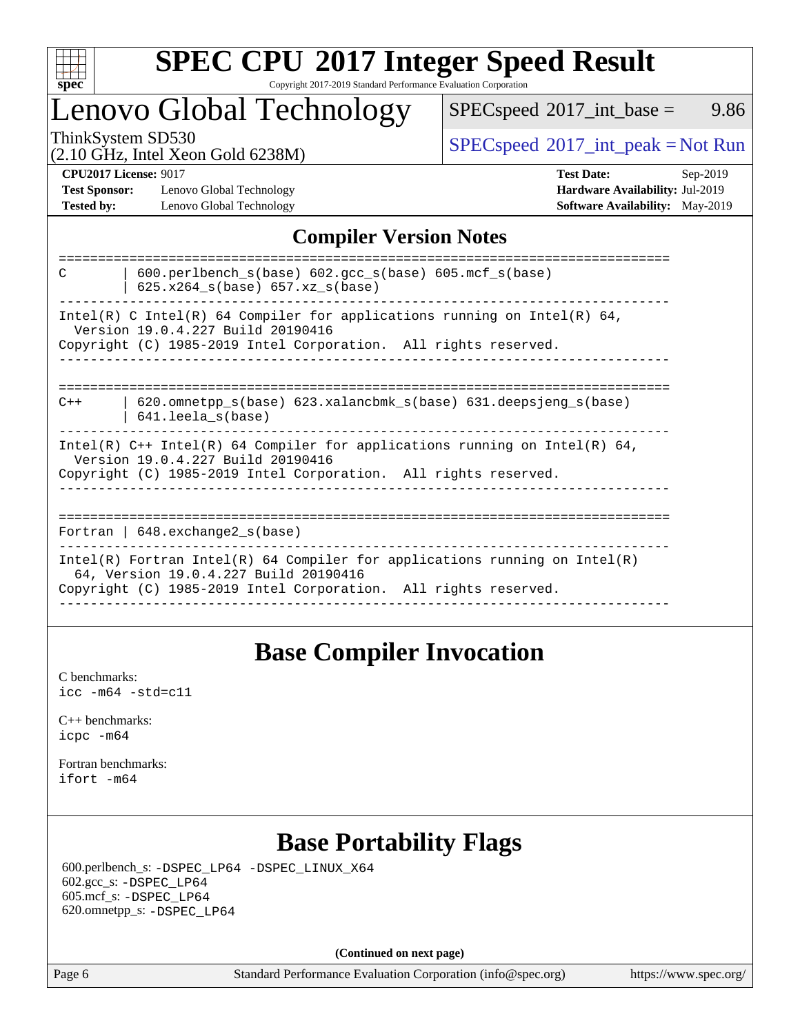# SPEC CPU 2017 Integer Speed Result

Copyright 2017-2019 Standard Performance Evaluation Corporation

## Lenovo Global Technology

ThinkSystem SD530 (2.10 GHz, Intel Xeon Gold 6238M)

SPECspeed 2017_int_base = 9.86

SPECspeed 2017_int_peak = Not Run

**CPU2017 License:** 9017
**Test Sponsor:** Lenovo Global Technology
**Tested by:** Lenovo Global Technology

**Test Date:** Sep-2019
**Hardware Availability:** Jul-2019
**Software Availability:** May-2019

## Compiler Version Notes

```
==============================================================================
C       | 600.perlbench_s(base) 602.gcc_s(base) 605.mcf_s(base)
        | 625.x264_s(base) 657.xz_s(base)
------------------------------------------------------------------------------
Intel(R) C Intel(R) 64 Compiler for applications running on Intel(R) 64,
  Version 19.0.4.227 Build 20190416
Copyright (C) 1985-2019 Intel Corporation.  All rights reserved.
------------------------------------------------------------------------------

==============================================================================
C++     | 620.omnetpp_s(base) 623.xalancbmk_s(base) 631.deepsjeng_s(base)
        | 641.leela_s(base)
------------------------------------------------------------------------------
Intel(R) C++ Intel(R) 64 Compiler for applications running on Intel(R) 64,
  Version 19.0.4.227 Build 20190416
Copyright (C) 1985-2019 Intel Corporation.  All rights reserved.
------------------------------------------------------------------------------

==============================================================================
Fortran | 648.exchange2_s(base)
------------------------------------------------------------------------------
Intel(R) Fortran Intel(R) 64 Compiler for applications running on Intel(R)
  64, Version 19.0.4.227 Build 20190416
Copyright (C) 1985-2019 Intel Corporation.  All rights reserved.
------------------------------------------------------------------------------
```

## Base Compiler Invocation

C benchmarks:
`icc -m64 -std=c11`

C++ benchmarks:
`icpc -m64`

Fortran benchmarks:
`ifort -m64`

## Base Portability Flags

600.perlbench_s: `-DSPEC_LP64 -DSPEC_LINUX_X64`
602.gcc_s: `-DSPEC_LP64`
605.mcf_s: `-DSPEC_LP64`
620.omnetpp_s: `-DSPEC_LP64`

**(Continued on next page)**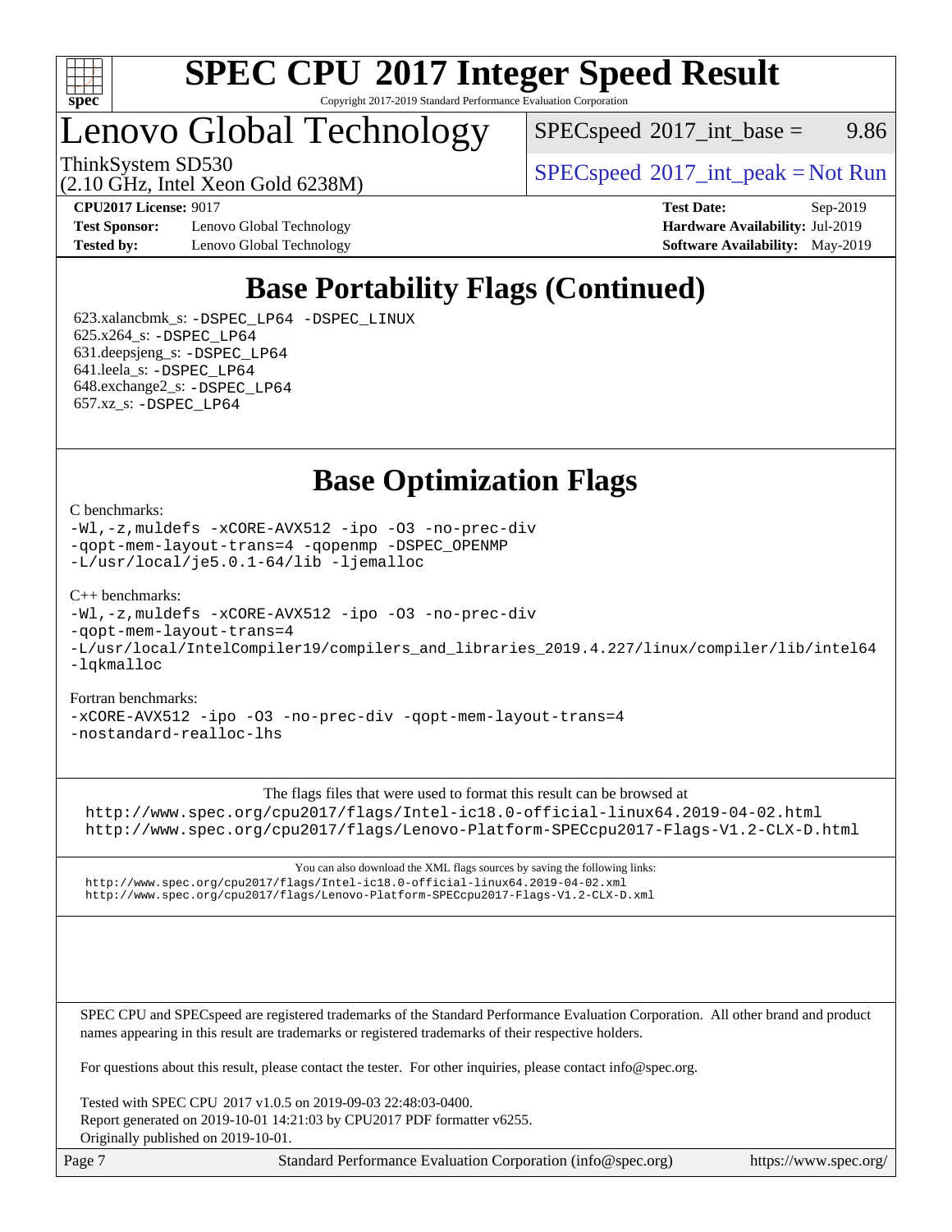# SPEC CPU 2017 Integer Speed Result

Copyright 2017-2019 Standard Performance Evaluation Corporation

# Lenovo Global Technology

ThinkSystem SD530
(2.10 GHz, Intel Xeon Gold 6238M)

SPECspeed 2017_int_base = 9.86

SPECspeed 2017_int_peak = Not Run

**CPU2017 License:** 9017
**Test Sponsor:** Lenovo Global Technology
**Tested by:** Lenovo Global Technology

**Test Date:** Sep-2019
**Hardware Availability:** Jul-2019
**Software Availability:** May-2019

## Base Portability Flags (Continued)

623.xalancbmk_s: -DSPEC_LP64 -DSPEC_LINUX
625.x264_s: -DSPEC_LP64
631.deepsjeng_s: -DSPEC_LP64
641.leela_s: -DSPEC_LP64
648.exchange2_s: -DSPEC_LP64
657.xz_s: -DSPEC_LP64

## Base Optimization Flags

C benchmarks:

```
-Wl,-z,muldefs -xCORE-AVX512 -ipo -O3 -no-prec-div
-qopt-mem-layout-trans=4 -qopenmp -DSPEC_OPENMP
-L/usr/local/je5.0.1-64/lib -ljemalloc
```

C++ benchmarks:

```
-Wl,-z,muldefs -xCORE-AVX512 -ipo -O3 -no-prec-div
-qopt-mem-layout-trans=4
-L/usr/local/IntelCompiler19/compilers_and_libraries_2019.4.227/linux/compiler/lib/intel64
-lqkmalloc
```

Fortran benchmarks:

```
-xCORE-AVX512 -ipo -O3 -no-prec-div -qopt-mem-layout-trans=4
-nostandard-realloc-lhs
```

The flags files that were used to format this result can be browsed at
http://www.spec.org/cpu2017/flags/Intel-ic18.0-official-linux64.2019-04-02.html
http://www.spec.org/cpu2017/flags/Lenovo-Platform-SPECcpu2017-Flags-V1.2-CLX-D.html

You can also download the XML flags sources by saving the following links:
http://www.spec.org/cpu2017/flags/Intel-ic18.0-official-linux64.2019-04-02.xml
http://www.spec.org/cpu2017/flags/Lenovo-Platform-SPECcpu2017-Flags-V1.2-CLX-D.xml

SPEC CPU and SPECspeed are registered trademarks of the Standard Performance Evaluation Corporation. All other brand and product names appearing in this result are trademarks or registered trademarks of their respective holders.

For questions about this result, please contact the tester. For other inquiries, please contact info@spec.org.

Tested with SPEC CPU 2017 v1.0.5 on 2019-09-03 22:48:03-0400.
Report generated on 2019-10-01 14:21:03 by CPU2017 PDF formatter v6255.
Originally published on 2019-10-01.